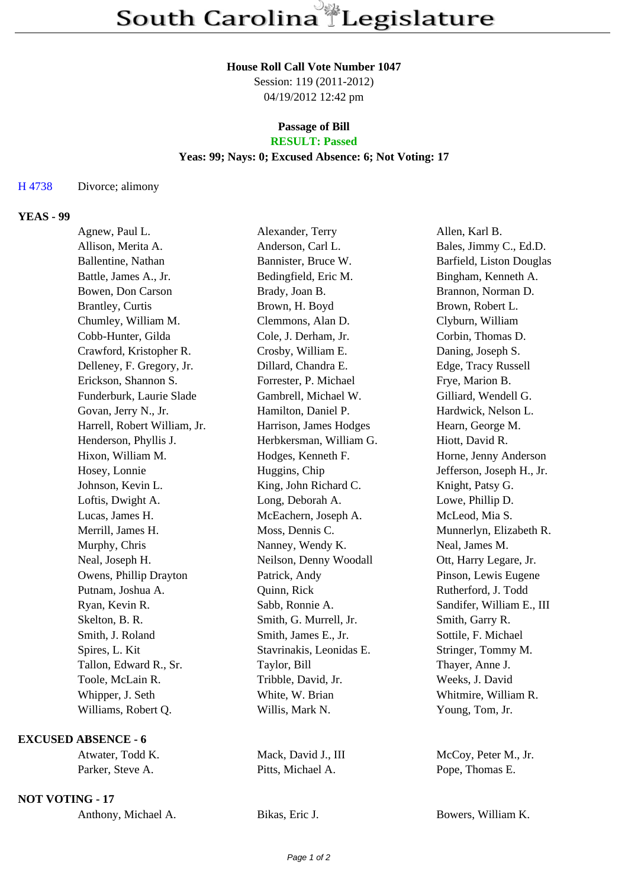# South Carolina Legislature

**House Roll Call Vote Number 1047**
Session: 119 (2011-2012)
04/19/2012 12:42 pm

**Passage of Bill**
**RESULT: Passed**
**Yeas: 99; Nays: 0; Excused Absence: 6; Not Voting: 17**

H 4738 Divorce; alimony

## YEAS - 99

| | | |
|---|---|---|
| Agnew, Paul L. | Alexander, Terry | Allen, Karl B. |
| Allison, Merita A. | Anderson, Carl L. | Bales, Jimmy C., Ed.D. |
| Ballentine, Nathan | Bannister, Bruce W. | Barfield, Liston Douglas |
| Battle, James A., Jr. | Bedingfield, Eric M. | Bingham, Kenneth A. |
| Bowen, Don Carson | Brady, Joan B. | Brannon, Norman D. |
| Brantley, Curtis | Brown, H. Boyd | Brown, Robert L. |
| Chumley, William M. | Clemmons, Alan D. | Clyburn, William |
| Cobb-Hunter, Gilda | Cole, J. Derham, Jr. | Corbin, Thomas D. |
| Crawford, Kristopher R. | Crosby, William E. | Daning, Joseph S. |
| Delleney, F. Gregory, Jr. | Dillard, Chandra E. | Edge, Tracy Russell |
| Erickson, Shannon S. | Forrester, P. Michael | Frye, Marion B. |
| Funderburk, Laurie Slade | Gambrell, Michael W. | Gilliard, Wendell G. |
| Govan, Jerry N., Jr. | Hamilton, Daniel P. | Hardwick, Nelson L. |
| Harrell, Robert William, Jr. | Harrison, James Hodges | Hearn, George M. |
| Henderson, Phyllis J. | Herbkersman, William G. | Hiott, David R. |
| Hixon, William M. | Hodges, Kenneth F. | Horne, Jenny Anderson |
| Hosey, Lonnie | Huggins, Chip | Jefferson, Joseph H., Jr. |
| Johnson, Kevin L. | King, John Richard C. | Knight, Patsy G. |
| Loftis, Dwight A. | Long, Deborah A. | Lowe, Phillip D. |
| Lucas, James H. | McEachern, Joseph A. | McLeod, Mia S. |
| Merrill, James H. | Moss, Dennis C. | Munnerlyn, Elizabeth R. |
| Murphy, Chris | Nanney, Wendy K. | Neal, James M. |
| Neal, Joseph H. | Neilson, Denny Woodall | Ott, Harry Legare, Jr. |
| Owens, Phillip Drayton | Patrick, Andy | Pinson, Lewis Eugene |
| Putnam, Joshua A. | Quinn, Rick | Rutherford, J. Todd |
| Ryan, Kevin R. | Sabb, Ronnie A. | Sandifer, William E., III |
| Skelton, B. R. | Smith, G. Murrell, Jr. | Smith, Garry R. |
| Smith, J. Roland | Smith, James E., Jr. | Sottile, F. Michael |
| Spires, L. Kit | Stavrinakis, Leonidas E. | Stringer, Tommy M. |
| Tallon, Edward R., Sr. | Taylor, Bill | Thayer, Anne J. |
| Toole, McLain R. | Tribble, David, Jr. | Weeks, J. David |
| Whipper, J. Seth | White, W. Brian | Whitmire, William R. |
| Williams, Robert Q. | Willis, Mark N. | Young, Tom, Jr. |

## EXCUSED ABSENCE - 6

| | | |
|---|---|---|
| Atwater, Todd K. | Mack, David J., III | McCoy, Peter M., Jr. |
| Parker, Steve A. | Pitts, Michael A. | Pope, Thomas E. |

## NOT VOTING - 17

| | | |
|---|---|---|
| Anthony, Michael A. | Bikas, Eric J. | Bowers, William K. |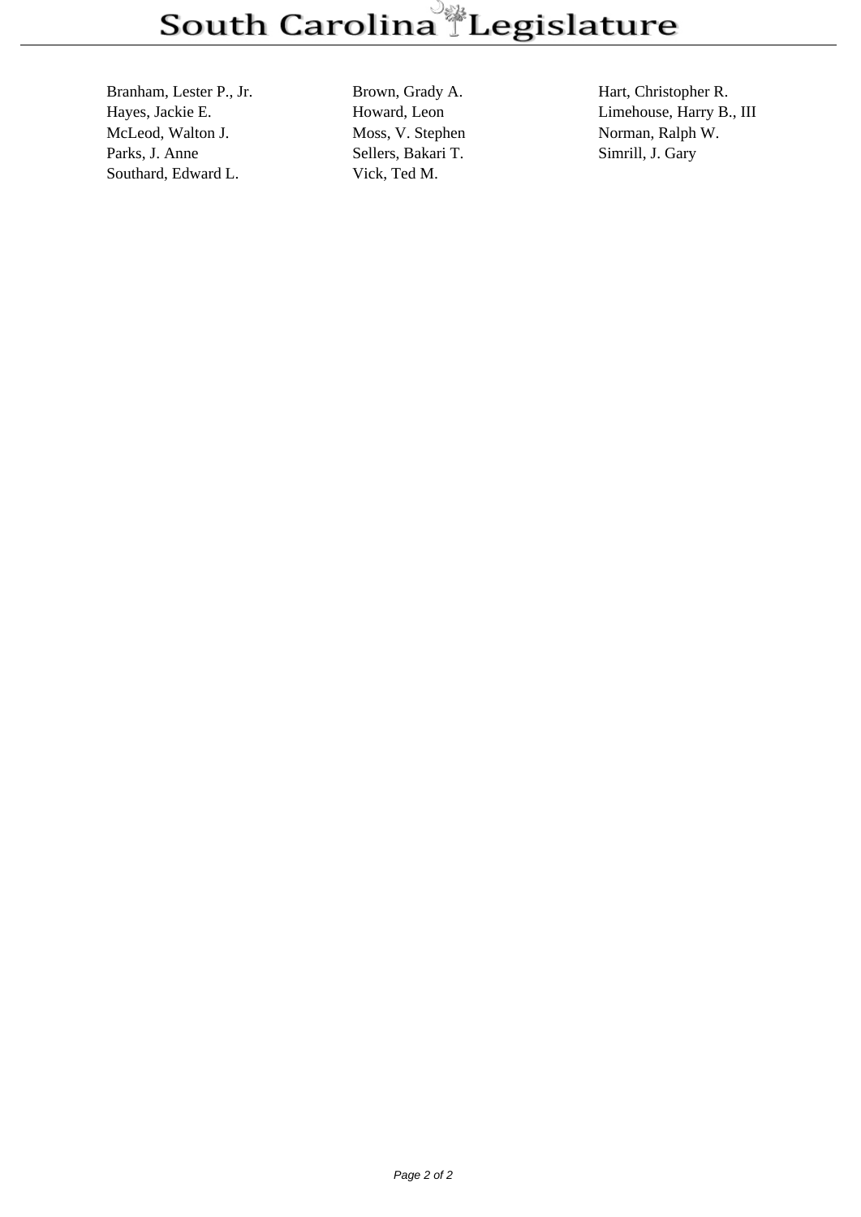Branham, Lester P., Jr.
Brown, Grady A.
Hart, Christopher R.
Hayes, Jackie E.
Howard, Leon
Limehouse, Harry B., III
McLeod, Walton J.
Moss, V. Stephen
Norman, Ralph W.
Parks, J. Anne
Sellers, Bakari T.
Simrill, J. Gary
Southard, Edward L.
Vick, Ted M.